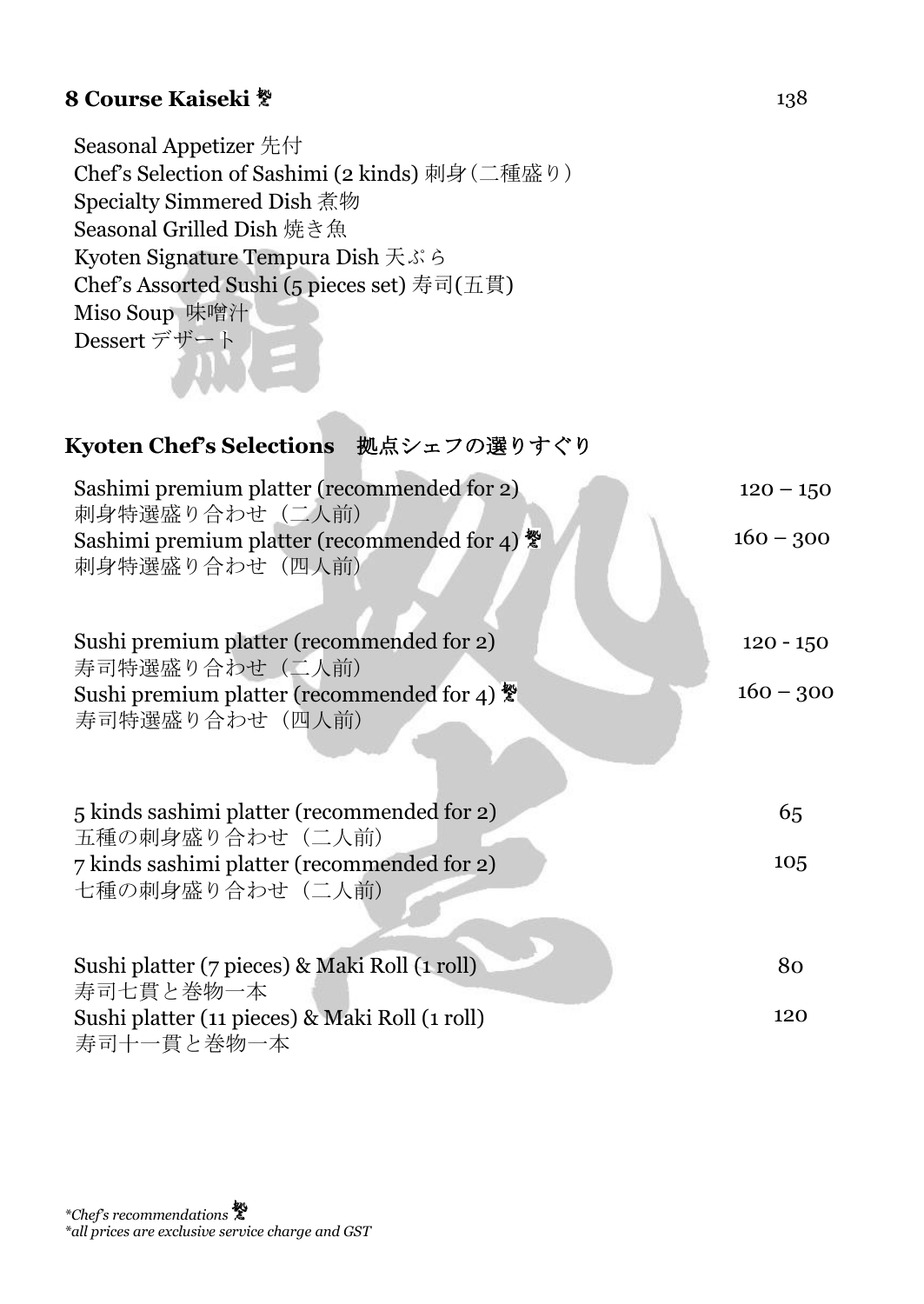## 8 Course Kaiseki 挈 138

Seasonal Appetizer 先付
Chef's Selection of Sashimi (2 kinds) 刺身(二種盛り)
Specialty Simmered Dish 煮物
Seasonal Grilled Dish 焼き魚
Kyoten Signature Tempura Dish 天ぷら
Chef's Assorted Sushi (5 pieces set) 寿司(五貫)
Miso Soup 味噌汁
Dessert デザート

## Kyoten Chef's Selections 拠点シェフの選りすぐり

| Item | Price |
|---|---|
| Sashimi premium platter (recommended for 2)<br>刺身特選盛り合わせ（二人前） | 120 – 150 |
| Sashimi premium platter (recommended for 4) 挈<br>刺身特選盛り合わせ（四人前） | 160 – 300 |
| Sushi premium platter (recommended for 2)<br>寿司特選盛り合わせ（二人前） | 120 - 150 |
| Sushi premium platter (recommended for 4) 挈<br>寿司特選盛り合わせ（四人前） | 160 – 300 |
| 5 kinds sashimi platter (recommended for 2)<br>五種の刺身盛り合わせ（二人前） | 65 |
| 7 kinds sashimi platter (recommended for 2)<br>七種の刺身盛り合わせ（二人前） | 105 |
| Sushi platter (7 pieces) & Maki Roll (1 roll)<br>寿司七貫と巻物一本 | 80 |
| Sushi platter (11 pieces) & Maki Roll (1 roll)<br>寿司十一貫と巻物一本 | 120 |

*\*Chef's recommendations 挈*
*\*all prices are exclusive service charge and GST*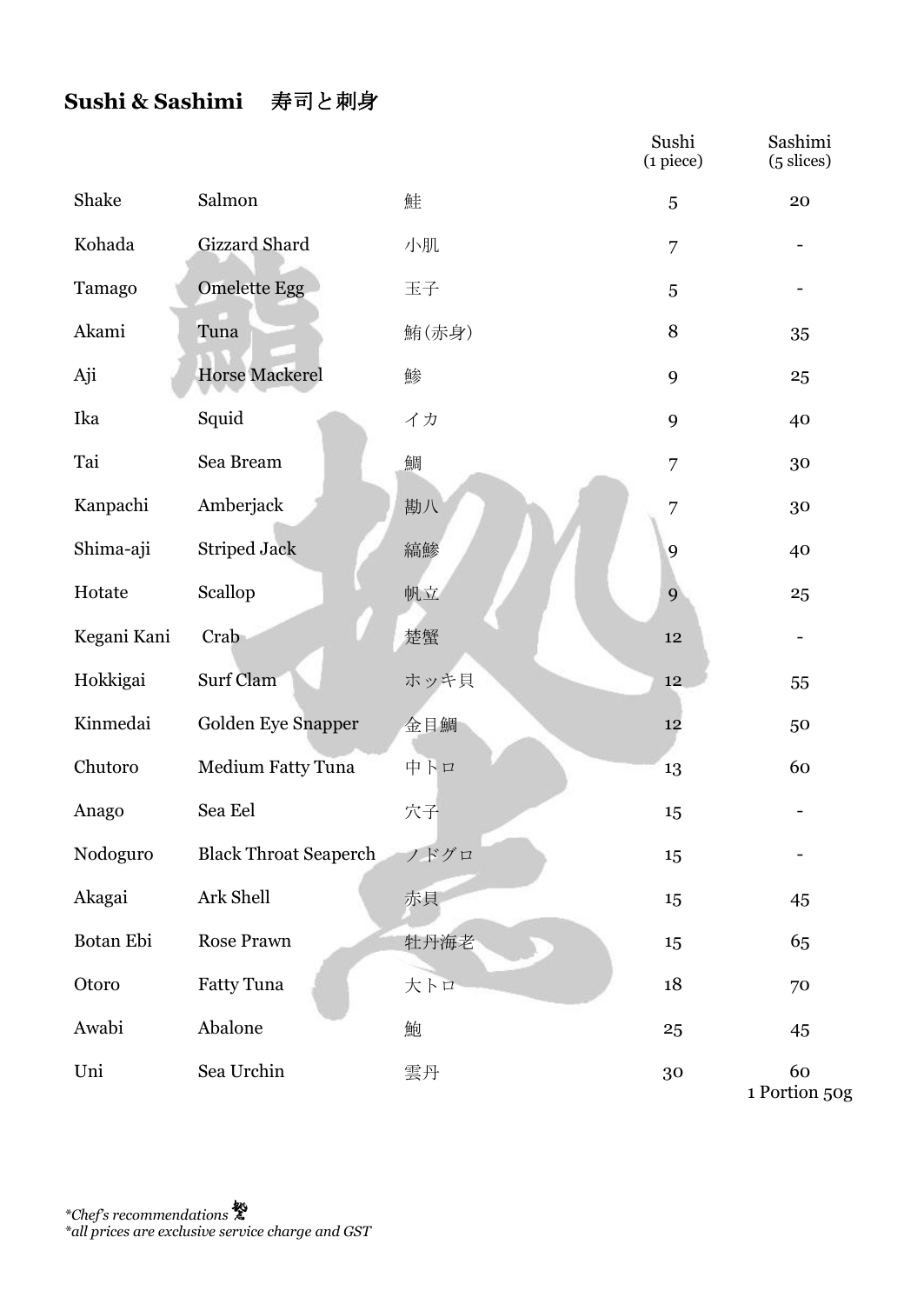## **Sushi & Sashimi** 寿司と刺身

| | | | Sushi (1 piece) | Sashimi (5 slices) |
|---|---|---|---|---|
| Shake | Salmon | 鮭 | 5 | 20 |
| Kohada | Gizzard Shard | 小肌 | 7 | - |
| Tamago | Omelette Egg | 玉子 | 5 | - |
| Akami | Tuna | 鮪(赤身) | 8 | 35 |
| Aji | Horse Mackerel | 鯵 | 9 | 25 |
| Ika | Squid | イカ | 9 | 40 |
| Tai | Sea Bream | 鯛 | 7 | 30 |
| Kanpachi | Amberjack | 勘八 | 7 | 30 |
| Shima-aji | Striped Jack | 縞鯵 | 9 | 40 |
| Hotate | Scallop | 帆立 | 9 | 25 |
| Kegani Kani | Crab | 楚蟹 | 12 | - |
| Hokkigai | Surf Clam | ホッキ貝 | 12 | 55 |
| Kinmedai | Golden Eye Snapper | 金目鯛 | 12 | 50 |
| Chutoro | Medium Fatty Tuna | 中トロ | 13 | 60 |
| Anago | Sea Eel | 穴子 | 15 | - |
| Nodoguro | Black Throat Seaperch | ノドグロ | 15 | - |
| Akagai | Ark Shell | 赤貝 | 15 | 45 |
| Botan Ebi | Rose Prawn | 牡丹海老 | 15 | 65 |
| Otoro | Fatty Tuna | 大トロ | 18 | 70 |
| Awabi | Abalone | 鮑 | 25 | 45 |
| Uni | Sea Urchin | 雲丹 | 30 | 60 1 Portion 50g |

*\*Chef's recommendations*

*\*all prices are exclusive service charge and GST*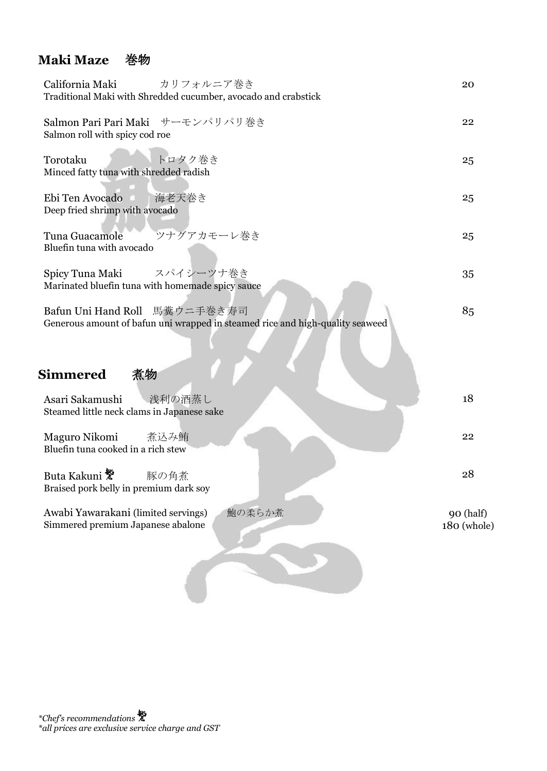## Maki Maze　巻物

California Maki　カリフォルニア巻き　　20
Traditional Maki with Shredded cucumber, avocado and crabstick

Salmon Pari Pari Maki　サーモンパリパリ巻き　　22
Salmon roll with spicy cod roe

Torotaku　トロタク巻き　　25
Minced fatty tuna with shredded radish

Ebi Ten Avocado　海老天巻き　　25
Deep fried shrimp with avocado

Tuna Guacamole　ツナグアカモーレ巻き　　25
Bluefin tuna with avocado

Spicy Tuna Maki　スパイシーツナ巻き　　35
Marinated bluefin tuna with homemade spicy sauce

Bafun Uni Hand Roll　馬糞ウニ手巻き寿司　　85
Generous amount of bafun uni wrapped in steamed rice and high-quality seaweed

## Simmered　煮物

Asari Sakamushi　浅利の酒蒸し　　18
Steamed little neck clams in Japanese sake

Maguro Nikomi　煮込み鮪　　22
Bluefin tuna cooked in a rich stew

Buta Kakuni ✻　豚の角煮　　28
Braised pork belly in premium dark soy

Awabi Yawarakani (limited servings)　鮑の柔らか煮　　90 (half) / 180 (whole)
Simmered premium Japanese abalone

*\*Chef's recommendations ✻*
*\*all prices are exclusive service charge and GST*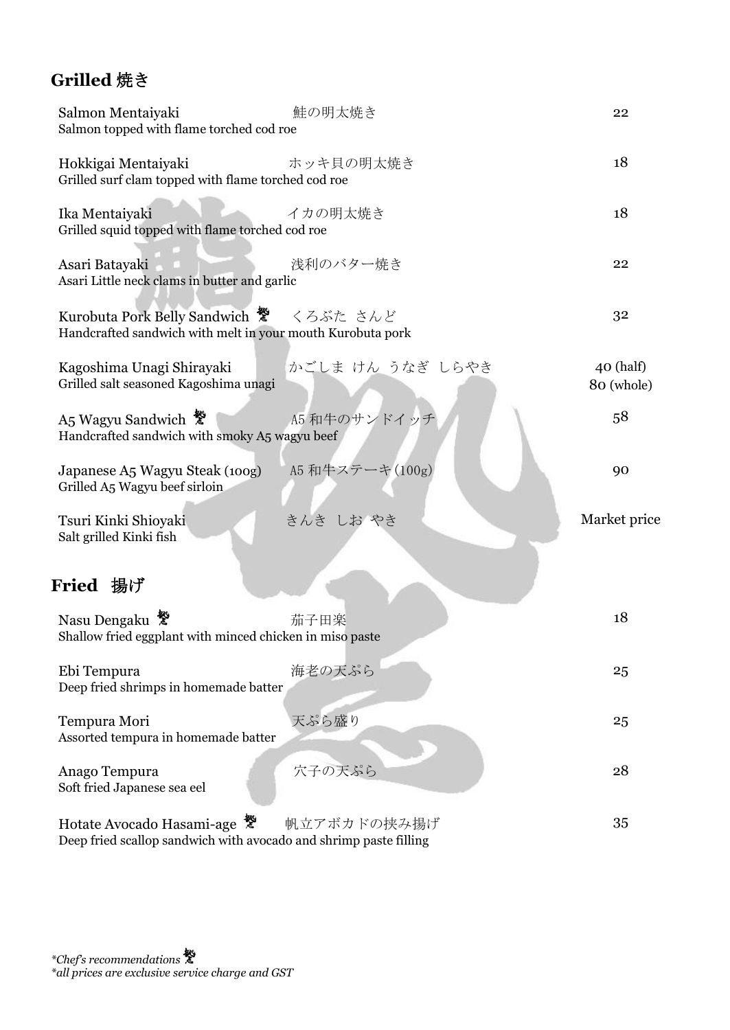## Grilled 焼き

| Item | Japanese | Price |
| --- | --- | --- |
| **Salmon Mentaiyaki**<br>Salmon topped with flame torched cod roe | 鮭の明太焼き | 22 |
| **Hokkigai Mentaiyaki**<br>Grilled surf clam topped with flame torched cod roe | ホッキ貝の明太焼き | 18 |
| **Ika Mentaiyaki**<br>Grilled squid topped with flame torched cod roe | イカの明太焼き | 18 |
| **Asari Batayaki**<br>Asari Little neck clams in butter and garlic | 浅利のバター焼き | 22 |
| **Kurobuta Pork Belly Sandwich** 匠<br>Handcrafted sandwich with melt in your mouth Kurobuta pork | くろぶた さんど | 32 |
| **Kagoshima Unagi Shirayaki**<br>Grilled salt seasoned Kagoshima unagi | かごしま けん うなぎ しらやき | 40 (half)<br>80 (whole) |
| **A5 Wagyu Sandwich** 匠<br>Handcrafted sandwich with smoky A5 wagyu beef | A5 和牛のサンドイッチ | 58 |
| **Japanese A5 Wagyu Steak (100g)**<br>Grilled A5 Wagyu beef sirloin | A5 和牛ステーキ(100g) | 90 |
| **Tsuri Kinki Shioyaki**<br>Salt grilled Kinki fish | きんき しお やき | Market price |

## Fried 揚げ

| Item | Japanese | Price |
| --- | --- | --- |
| **Nasu Dengaku** 匠<br>Shallow fried eggplant with minced chicken in miso paste | 茄子田楽 | 18 |
| **Ebi Tempura**<br>Deep fried shrimps in homemade batter | 海老の天ぷら | 25 |
| **Tempura Mori**<br>Assorted tempura in homemade batter | 天ぷら盛り | 25 |
| **Anago Tempura**<br>Soft fried Japanese sea eel | 穴子の天ぷら | 28 |
| **Hotate Avocado Hasami-age** 匠<br>Deep fried scallop sandwich with avocado and shrimp paste filling | 帆立アボカドの挟み揚げ | 35 |

*\*Chef's recommendations* 匠
*\*all prices are exclusive service charge and GST*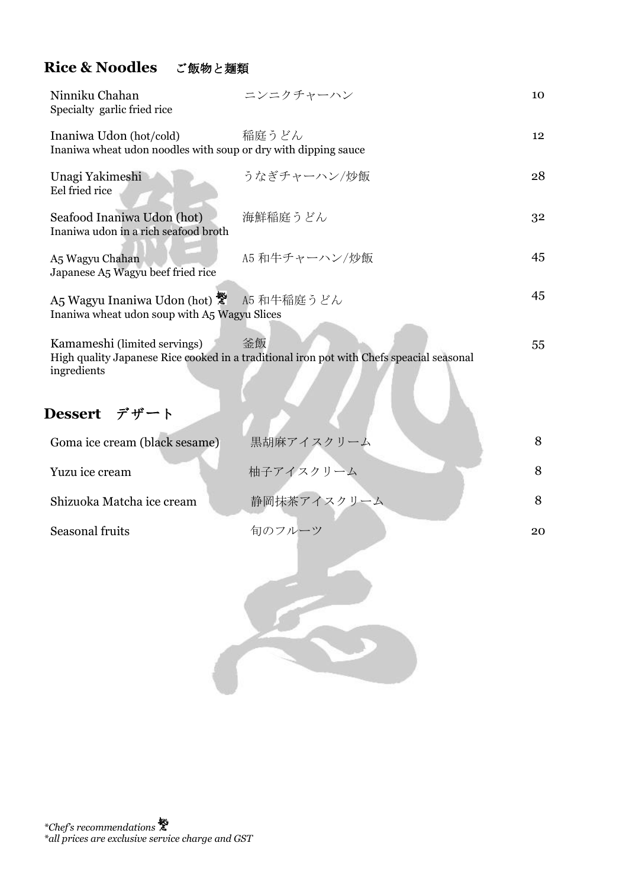## Rice & Noodles　ご飯物と麺類

| Item | Japanese | Price |
|---|---|---|
| Ninniku Chahan<br>Specialty garlic fried rice | ニンニクチャーハン | 10 |
| Inaniwa Udon (hot/cold)<br>Inaniwa wheat udon noodles with soup or dry with dipping sauce | 稲庭うどん | 12 |
| Unagi Yakimeshi<br>Eel fried rice | うなぎチャーハン/炒飯 | 28 |
| Seafood Inaniwa Udon (hot)<br>Inaniwa udon in a rich seafood broth | 海鮮稲庭うどん | 32 |
| A5 Wagyu Chahan<br>Japanese A5 Wagyu beef fried rice | A5 和牛チャーハン/炒飯 | 45 |
| A5 Wagyu Inaniwa Udon (hot) 懿<br>Inaniwa wheat udon soup with A5 Wagyu Slices | A5 和牛稲庭うどん | 45 |
| Kamameshi (limited servings)<br>High quality Japanese Rice cooked in a traditional iron pot with Chefs speacial seasonal ingredients | 釜飯 | 55 |

## Dessert　デザート

| Item | Japanese | Price |
|---|---|---|
| Goma ice cream (black sesame) | 黒胡麻アイスクリーム | 8 |
| Yuzu ice cream | 柚子アイスクリーム | 8 |
| Shizuoka Matcha ice cream | 静岡抹茶アイスクリーム | 8 |
| Seasonal fruits | 旬のフルーツ | 20 |

*\*Chef's recommendations 懿*
*\*all prices are exclusive service charge and GST*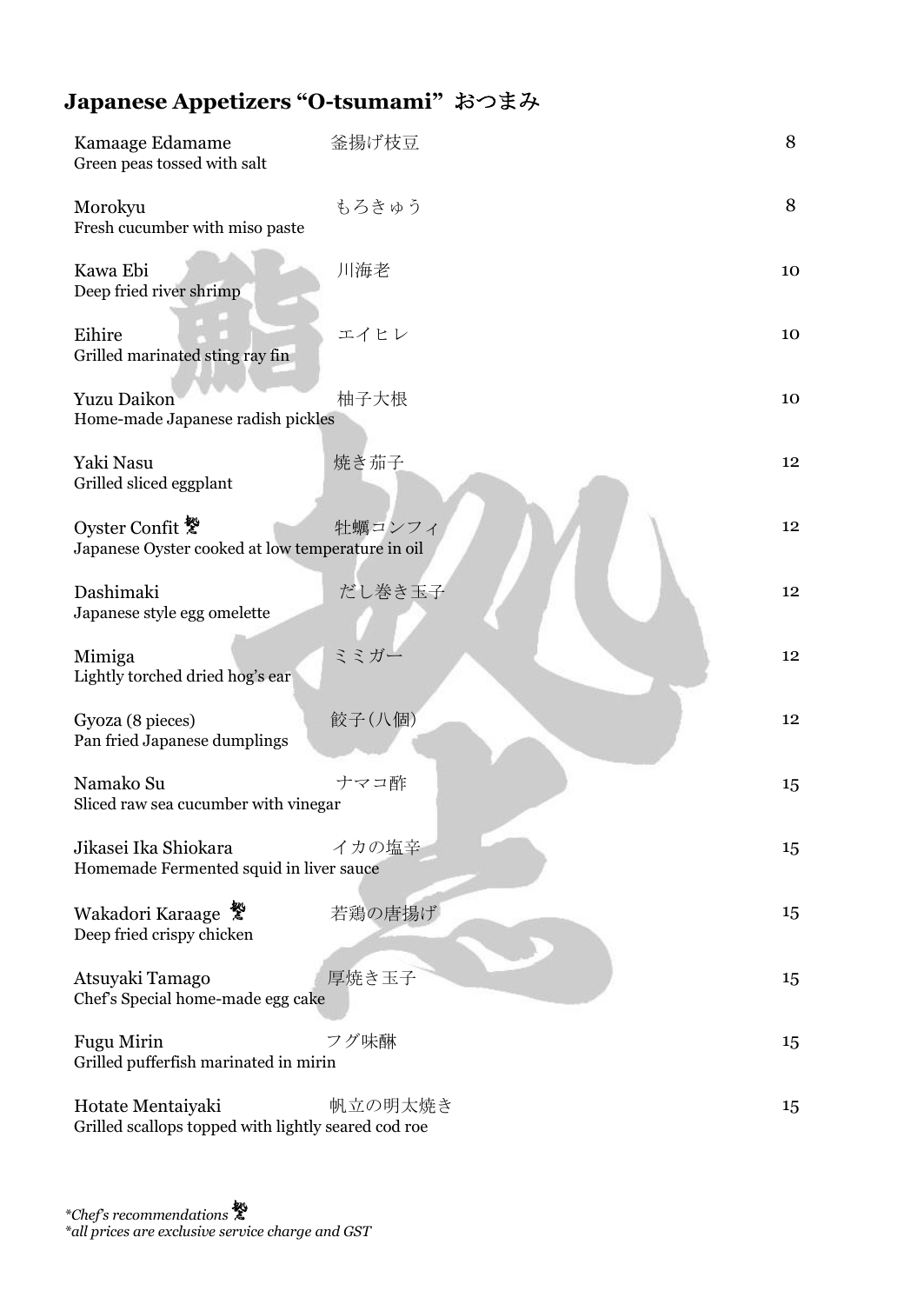## Japanese Appetizers "O-tsumami" おつまみ

| Item | Japanese | Price |
|---|---|---|
| Kamaage Edamame<br>Green peas tossed with salt | 釜揚げ枝豆 | 8 |
| Morokyu<br>Fresh cucumber with miso paste | もろきゅう | 8 |
| Kawa Ebi<br>Deep fried river shrimp | 川海老 | 10 |
| Eihire<br>Grilled marinated sting ray fin | エイヒレ | 10 |
| Yuzu Daikon<br>Home-made Japanese radish pickles | 柚子大根 | 10 |
| Yaki Nasu<br>Grilled sliced eggplant | 焼き茄子 | 12 |
| Oyster Confit 🍣*<br>Japanese Oyster cooked at low temperature in oil | 牡蠣コンフィ | 12 |
| Dashimaki<br>Japanese style egg omelette | だし巻き玉子 | 12 |
| Mimiga<br>Lightly torched dried hog's ear | ミミガー | 12 |
| Gyoza (8 pieces)<br>Pan fried Japanese dumplings | 餃子(八個) | 12 |
| Namako Su<br>Sliced raw sea cucumber with vinegar | ナマコ酢 | 15 |
| Jikasei Ika Shiokara<br>Homemade Fermented squid in liver sauce | イカの塩辛 | 15 |
| Wakadori Karaage 🍣*<br>Deep fried crispy chicken | 若鶏の唐揚げ | 15 |
| Atsuyaki Tamago<br>Chef's Special home-made egg cake | 厚焼き玉子 | 15 |
| Fugu Mirin<br>Grilled pufferfish marinated in mirin | フグ味醂 | 15 |
| Hotate Mentaiyaki<br>Grilled scallops topped with lightly seared cod roe | 帆立の明太焼き | 15 |

*\*Chef's recommendations*

*\*all prices are exclusive service charge and GST*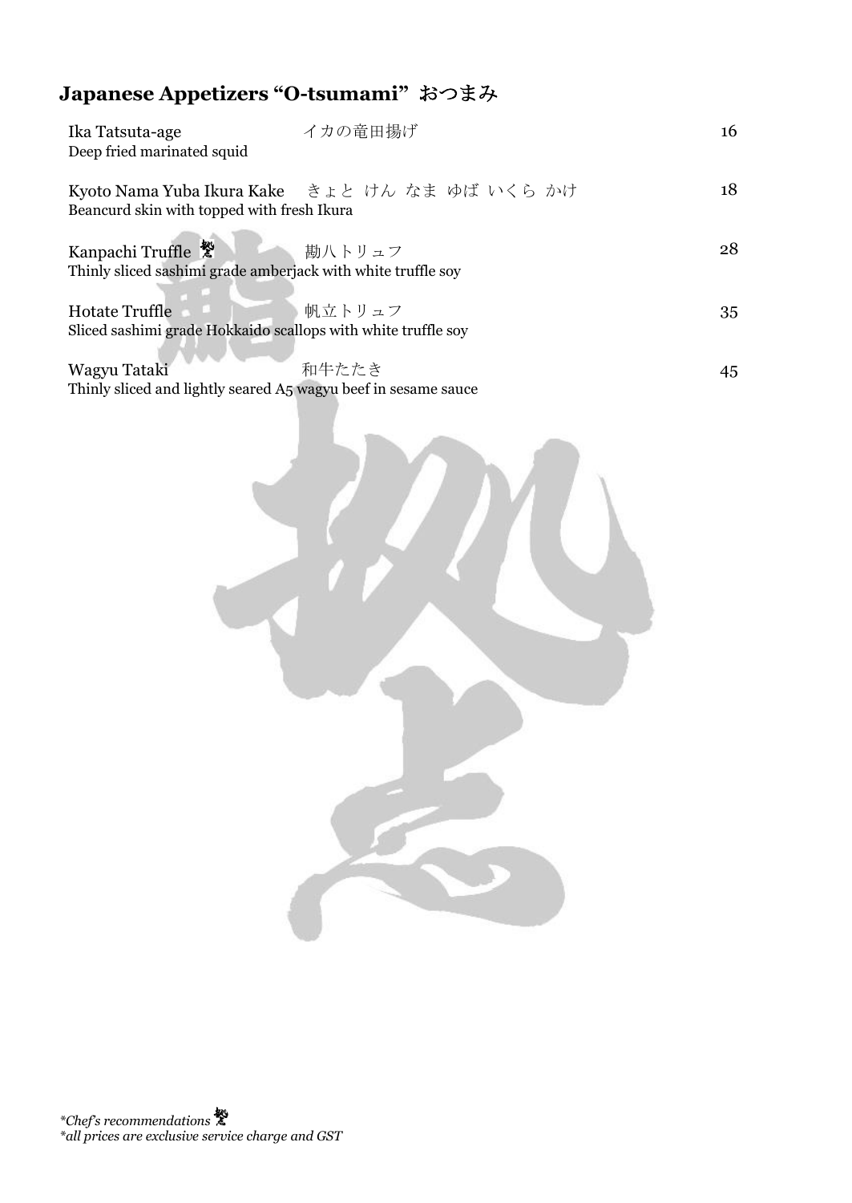## Japanese Appetizers "O-tsumami" おつまみ

| | | |
|---|---|---|
| Ika Tatsuta-age<br>Deep fried marinated squid | イカの竜田揚げ | 16 |
| Kyoto Nama Yuba Ikura Kake<br>Beancurd skin with topped with fresh Ikura | きょと けん なま ゆば いくら かけ | 18 |
| Kanpachi Truffle 🈂<br>Thinly sliced sashimi grade amberjack with white truffle soy | 勘八トリュフ | 28 |
| Hotate Truffle<br>Sliced sashimi grade Hokkaido scallops with white truffle soy | 帆立トリュフ | 35 |
| Wagyu Tataki<br>Thinly sliced and lightly seared A5 wagyu beef in sesame sauce | 和牛たたき | 45 |

*\*Chef's recommendations*

*\*all prices are exclusive service charge and GST*